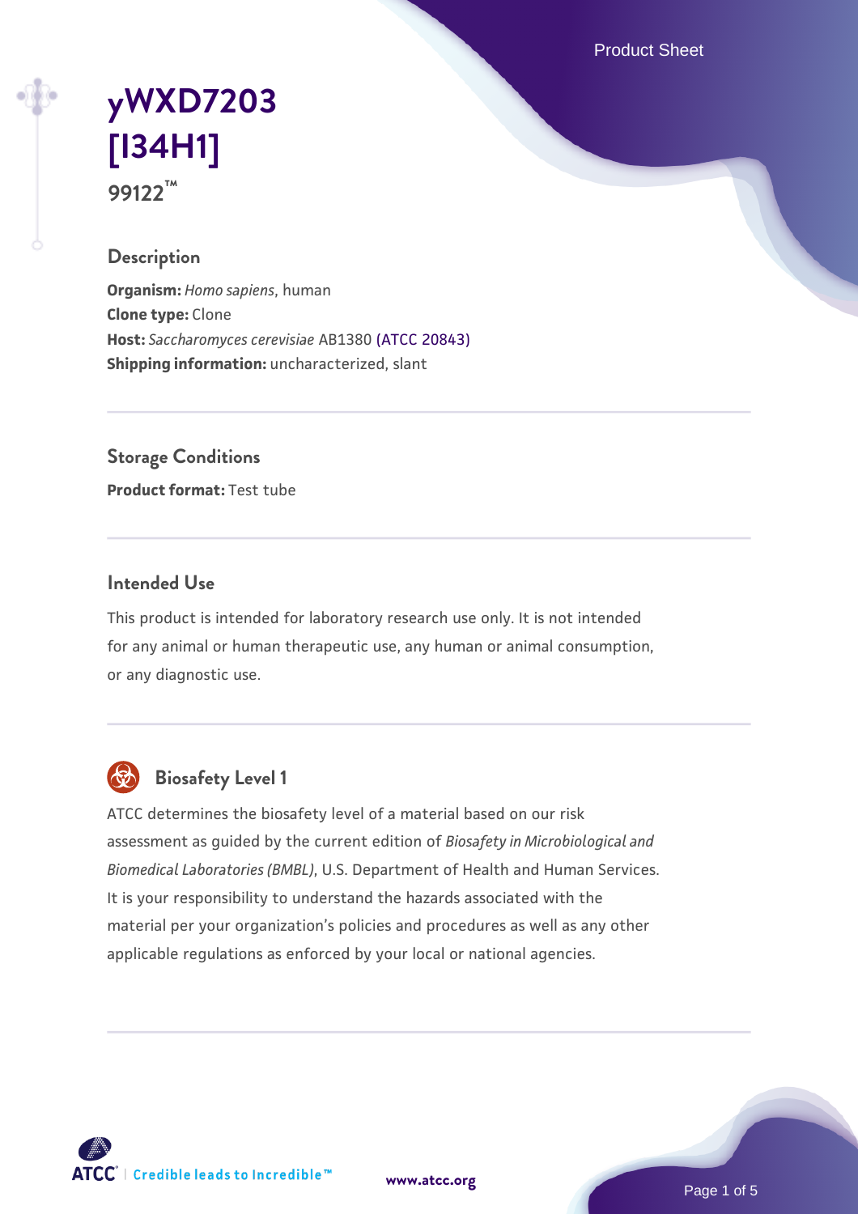# yWXD7203 [I34H1]

**99122™**

## Description

**Organism:** *Homo sapiens*, human
**Clone type:** Clone
**Host:** *Saccharomyces cerevisiae* AB1380 (ATCC 20843)
**Shipping information:** uncharacterized, slant

## Storage Conditions

**Product format:** Test tube

## Intended Use

This product is intended for laboratory research use only. It is not intended for any animal or human therapeutic use, any human or animal consumption, or any diagnostic use.

## Biosafety Level 1

ATCC determines the biosafety level of a material based on our risk assessment as guided by the current edition of *Biosafety in Microbiological and Biomedical Laboratories (BMBL)*, U.S. Department of Health and Human Services. It is your responsibility to understand the hazards associated with the material per your organization's policies and procedures as well as any other applicable regulations as enforced by your local or national agencies.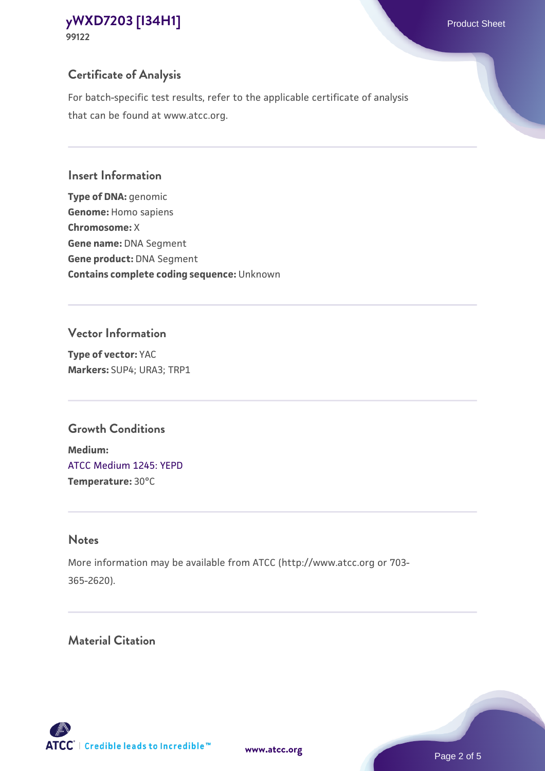## Certificate of Analysis

For batch-specific test results, refer to the applicable certificate of analysis that can be found at www.atcc.org.

## Insert Information

**Type of DNA:** genomic
**Genome:** Homo sapiens
**Chromosome:** X
**Gene name:** DNA Segment
**Gene product:** DNA Segment
**Contains complete coding sequence:** Unknown

## Vector Information

**Type of vector:** YAC
**Markers:** SUP4; URA3; TRP1

## Growth Conditions

**Medium:**
ATCC Medium 1245: YEPD
**Temperature:** 30°C

## Notes

More information may be available from ATCC (http://www.atcc.org or 703-365-2620).

## Material Citation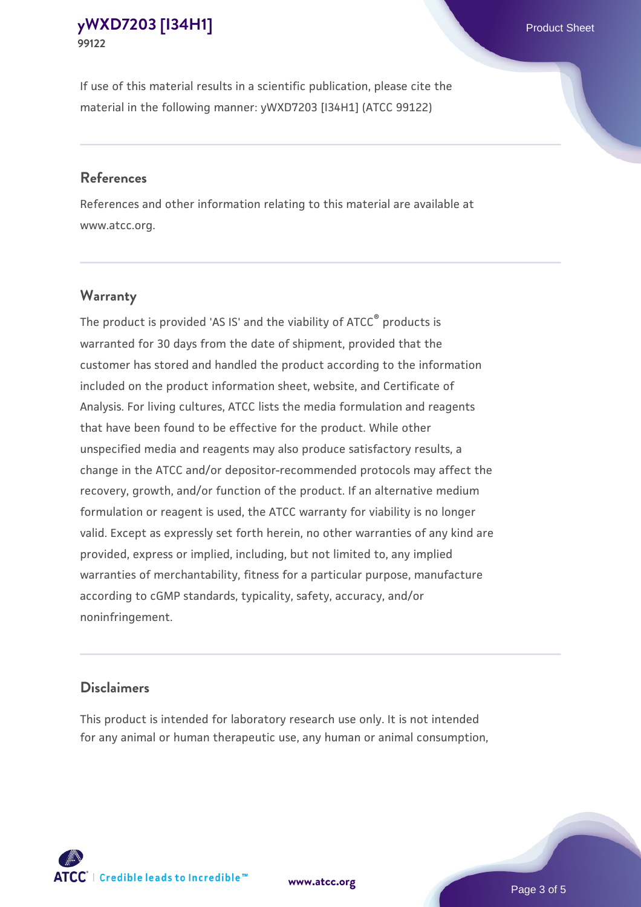If use of this material results in a scientific publication, please cite the material in the following manner: yWXD7203 [I34H1] (ATCC 99122)

## References

References and other information relating to this material are available at www.atcc.org.

## Warranty

The product is provided 'AS IS' and the viability of ATCC® products is warranted for 30 days from the date of shipment, provided that the customer has stored and handled the product according to the information included on the product information sheet, website, and Certificate of Analysis. For living cultures, ATCC lists the media formulation and reagents that have been found to be effective for the product. While other unspecified media and reagents may also produce satisfactory results, a change in the ATCC and/or depositor-recommended protocols may affect the recovery, growth, and/or function of the product. If an alternative medium formulation or reagent is used, the ATCC warranty for viability is no longer valid. Except as expressly set forth herein, no other warranties of any kind are provided, express or implied, including, but not limited to, any implied warranties of merchantability, fitness for a particular purpose, manufacture according to cGMP standards, typicality, safety, accuracy, and/or noninfringement.

## Disclaimers

This product is intended for laboratory research use only. It is not intended for any animal or human therapeutic use, any human or animal consumption,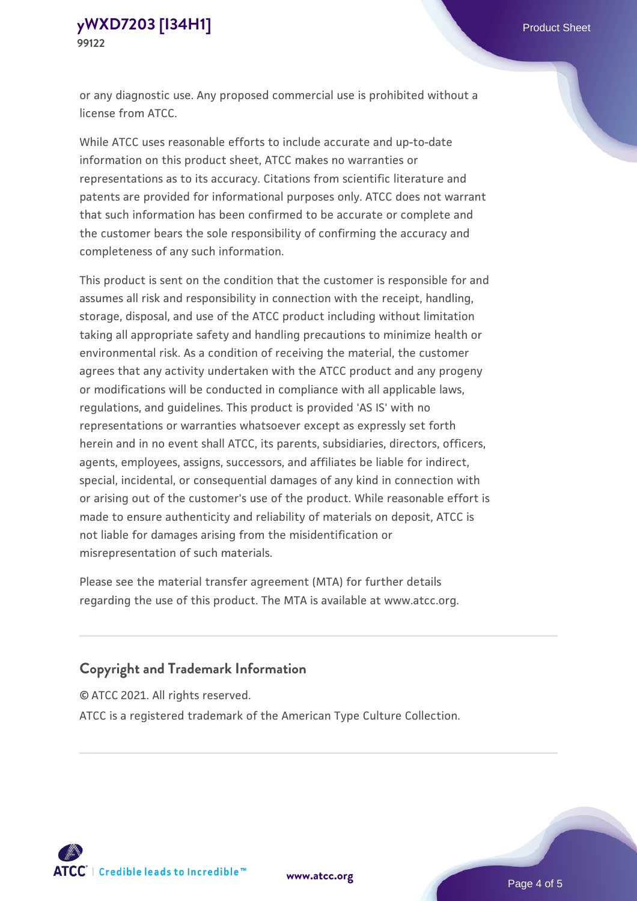or any diagnostic use. Any proposed commercial use is prohibited without a license from ATCC.

While ATCC uses reasonable efforts to include accurate and up-to-date information on this product sheet, ATCC makes no warranties or representations as to its accuracy. Citations from scientific literature and patents are provided for informational purposes only. ATCC does not warrant that such information has been confirmed to be accurate or complete and the customer bears the sole responsibility of confirming the accuracy and completeness of any such information.

This product is sent on the condition that the customer is responsible for and assumes all risk and responsibility in connection with the receipt, handling, storage, disposal, and use of the ATCC product including without limitation taking all appropriate safety and handling precautions to minimize health or environmental risk. As a condition of receiving the material, the customer agrees that any activity undertaken with the ATCC product and any progeny or modifications will be conducted in compliance with all applicable laws, regulations, and guidelines. This product is provided 'AS IS' with no representations or warranties whatsoever except as expressly set forth herein and in no event shall ATCC, its parents, subsidiaries, directors, officers, agents, employees, assigns, successors, and affiliates be liable for indirect, special, incidental, or consequential damages of any kind in connection with or arising out of the customer's use of the product. While reasonable effort is made to ensure authenticity and reliability of materials on deposit, ATCC is not liable for damages arising from the misidentification or misrepresentation of such materials.

Please see the material transfer agreement (MTA) for further details regarding the use of this product. The MTA is available at www.atcc.org.

## Copyright and Trademark Information

© ATCC 2021. All rights reserved.

ATCC is a registered trademark of the American Type Culture Collection.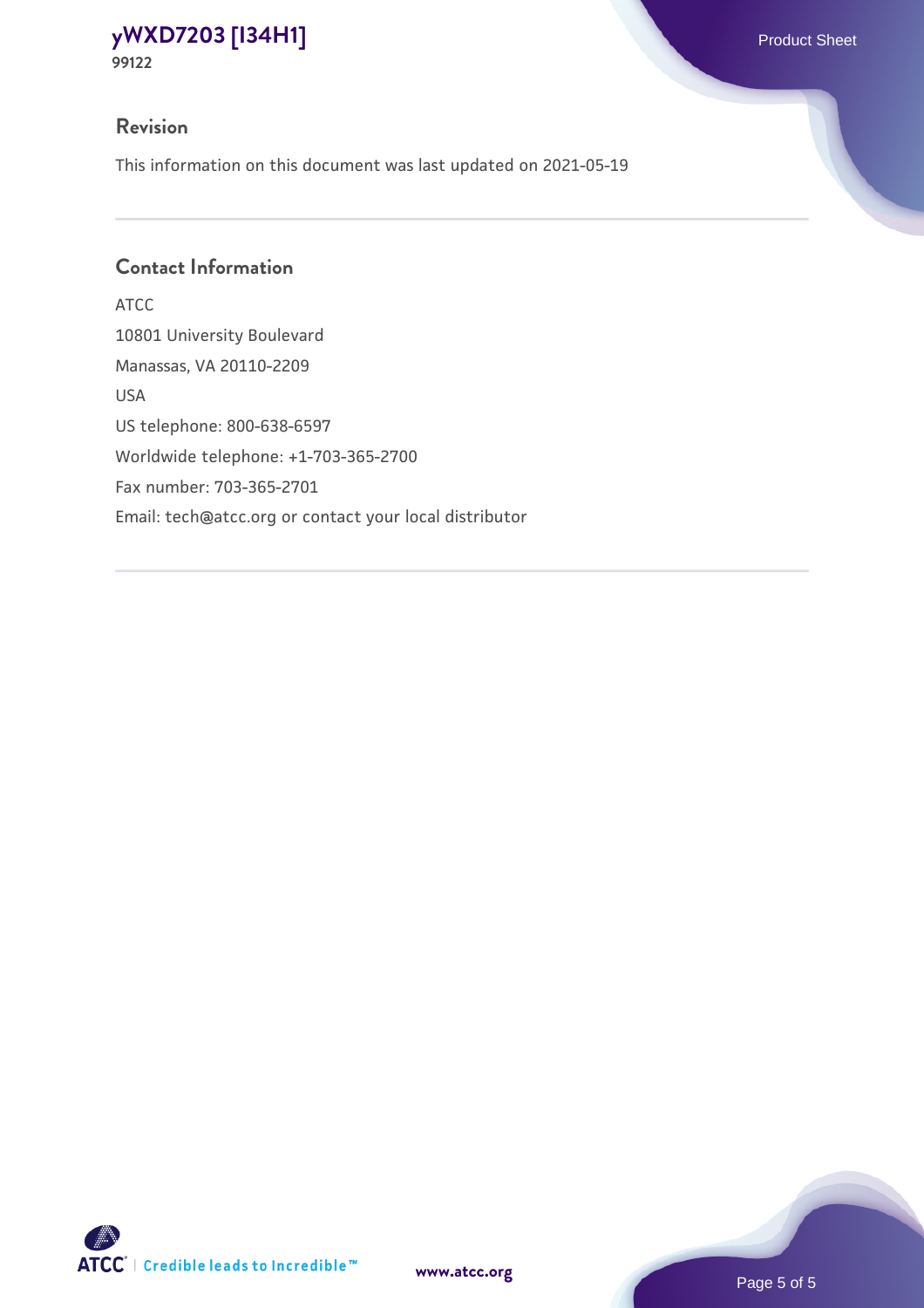## Revision

This information on this document was last updated on 2021-05-19

## Contact Information

ATCC
10801 University Boulevard
Manassas, VA 20110-2209
USA
US telephone: 800-638-6597
Worldwide telephone: +1-703-365-2700
Fax number: 703-365-2701
Email: tech@atcc.org or contact your local distributor